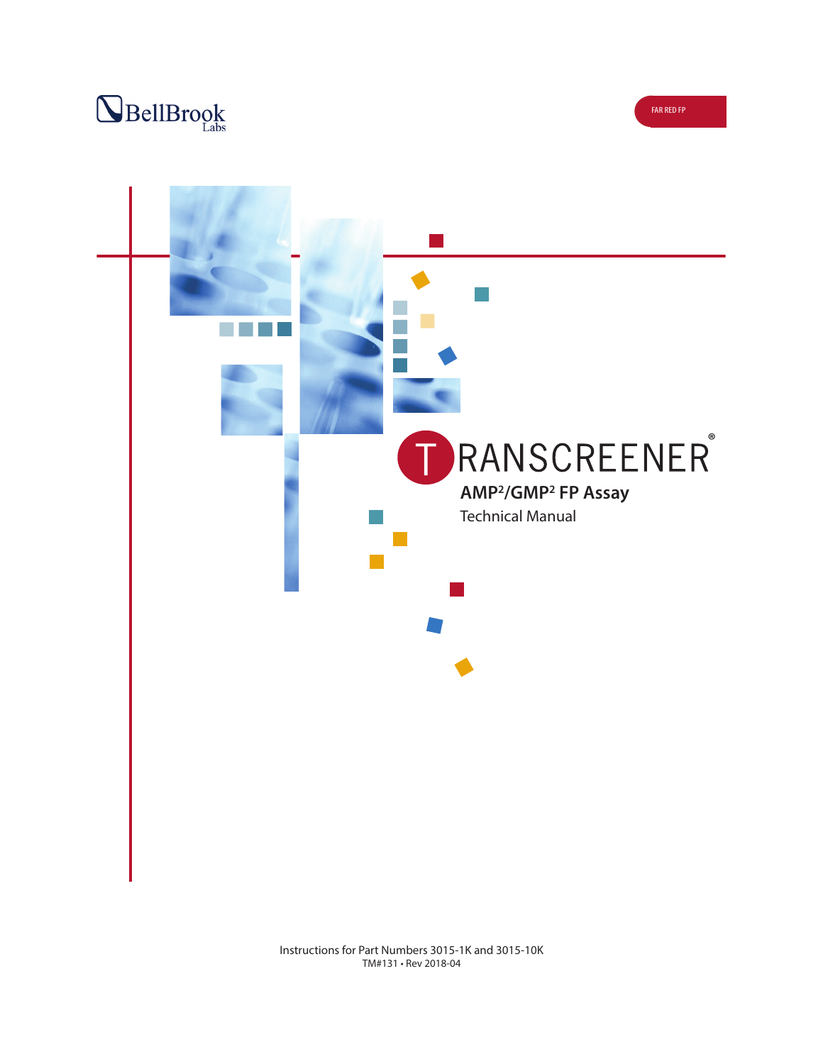BellBrook Labs

FAR RED FP

# TRANSCREENER®

## AMP²/GMP² FP Assay

Technical Manual

Instructions for Part Numbers 3015-1K and 3015-10K

TM#131 • Rev 2018-04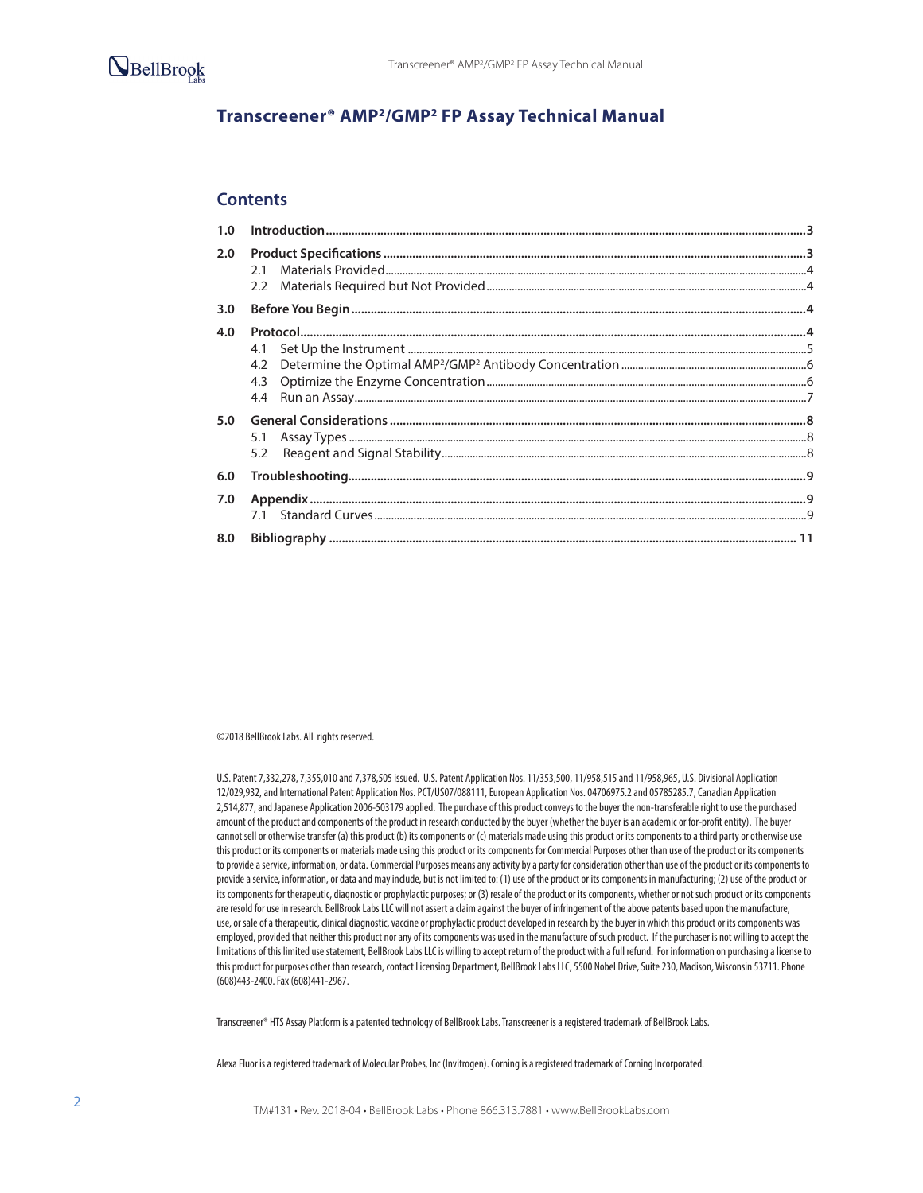# Transcreener® AMP²/GMP² FP Assay Technical Manual

## Contents

| | | |
|---|---|---|
| **1.0** | **Introduction** | **3** |
| **2.0** | **Product Specifications** | **3** |
| | 2.1 Materials Provided | 4 |
| | 2.2 Materials Required but Not Provided | 4 |
| **3.0** | **Before You Begin** | **4** |
| **4.0** | **Protocol** | **4** |
| | 4.1 Set Up the Instrument | 5 |
| | 4.2 Determine the Optimal AMP²/GMP² Antibody Concentration | 6 |
| | 4.3 Optimize the Enzyme Concentration | 6 |
| | 4.4 Run an Assay | 7 |
| **5.0** | **General Considerations** | **8** |
| | 5.1 Assay Types | 8 |
| | 5.2 Reagent and Signal Stability | 8 |
| **6.0** | **Troubleshooting** | **9** |
| **7.0** | **Appendix** | **9** |
| | 7.1 Standard Curves | 9 |
| **8.0** | **Bibliography** | **11** |

©2018 BellBrook Labs. All rights reserved.

U.S. Patent 7,332,278, 7,355,010 and 7,378,505 issued. U.S. Patent Application Nos. 11/353,500, 11/958,515 and 11/958,965, U.S. Divisional Application 12/029,932, and International Patent Application Nos. PCT/US07/088111, European Application Nos. 04706975.2 and 05785285.7, Canadian Application 2,514,877, and Japanese Application 2006-503179 applied. The purchase of this product conveys to the buyer the non-transferable right to use the purchased amount of the product and components of the product in research conducted by the buyer (whether the buyer is an academic or for-profit entity). The buyer cannot sell or otherwise transfer (a) this product (b) its components or (c) materials made using this product or its components to a third party or otherwise use this product or its components or materials made using this product or its components for Commercial Purposes other than use of the product or its components to provide a service, information, or data. Commercial Purposes means any activity by a party for consideration other than use of the product or its components to provide a service, information, or data and may include, but is not limited to: (1) use of the product or its components in manufacturing; (2) use of the product or its components for therapeutic, diagnostic or prophylactic purposes; or (3) resale of the product or its components, whether or not such product or its components are resold for use in research. BellBrook Labs LLC will not assert a claim against the buyer of infringement of the above patents based upon the manufacture, use, or sale of a therapeutic, clinical diagnostic, vaccine or prophylactic product developed in research by the buyer in which this product or its components was employed, provided that neither this product nor any of its components was used in the manufacture of such product. If the purchaser is not willing to accept the limitations of this limited use statement, BellBrook Labs LLC is willing to accept return of the product with a full refund. For information on purchasing a license to this product for purposes other than research, contact Licensing Department, BellBrook Labs LLC, 5500 Nobel Drive, Suite 230, Madison, Wisconsin 53711. Phone (608)443-2400. Fax (608)441-2967.

Transcreener® HTS Assay Platform is a patented technology of BellBrook Labs. Transcreener is a registered trademark of BellBrook Labs.

Alexa Fluor is a registered trademark of Molecular Probes, Inc (Invitrogen). Corning is a registered trademark of Corning Incorporated.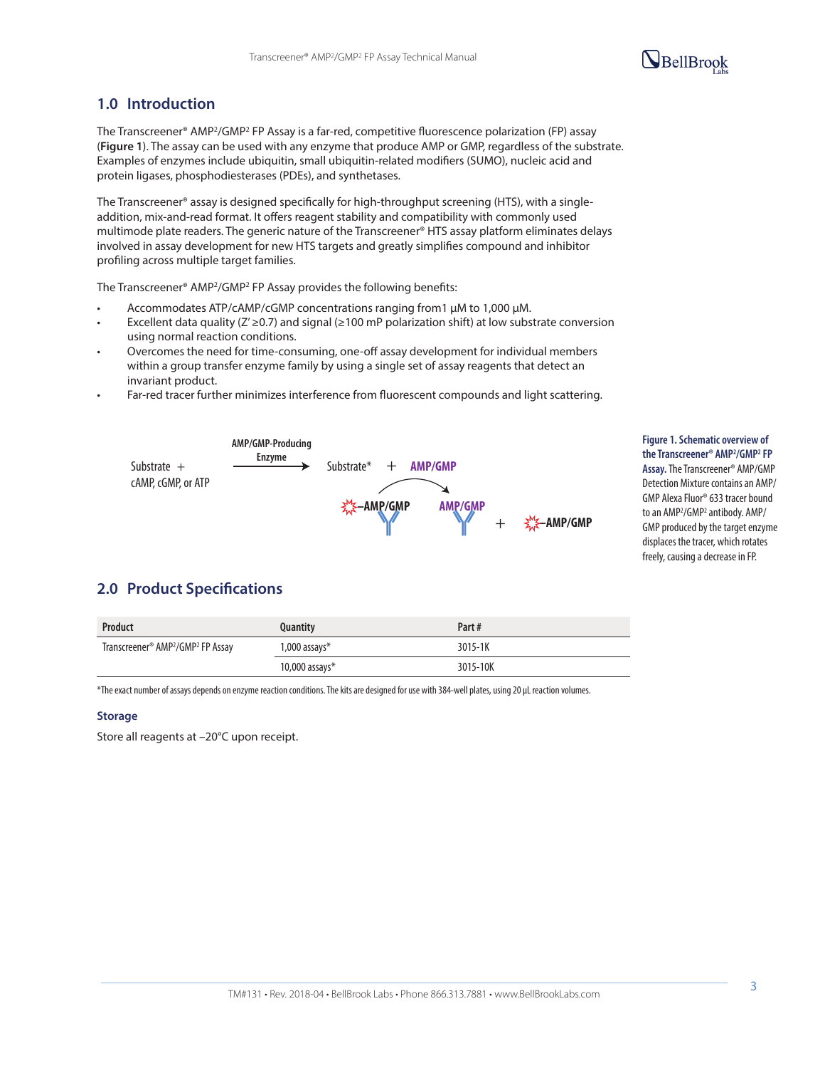## 1.0 Introduction

The Transcreener® AMP²/GMP² FP Assay is a far-red, competitive fluorescence polarization (FP) assay (**Figure 1**). The assay can be used with any enzyme that produce AMP or GMP, regardless of the substrate. Examples of enzymes include ubiquitin, small ubiquitin-related modifiers (SUMO), nucleic acid and protein ligases, phosphodiesterases (PDEs), and synthetases.

The Transcreener® assay is designed specifically for high-throughput screening (HTS), with a single-addition, mix-and-read format. It offers reagent stability and compatibility with commonly used multimode plate readers. The generic nature of the Transcreener® HTS assay platform eliminates delays involved in assay development for new HTS targets and greatly simplifies compound and inhibitor profiling across multiple target families.

The Transcreener® AMP²/GMP² FP Assay provides the following benefits:

- Accommodates ATP/cAMP/cGMP concentrations ranging from1 µM to 1,000 µM.
- Excellent data quality (Z′ ≥0.7) and signal (≥100 mP polarization shift) at low substrate conversion using normal reaction conditions.
- Overcomes the need for time-consuming, one-off assay development for individual members within a group transfer enzyme family by using a single set of assay reagents that detect an invariant product.
- Far-red tracer further minimizes interference from fluorescent compounds and light scattering.

Substrate + cAMP, cGMP, or ATP → (AMP/GMP-Producing Enzyme) → Substrate* + AMP/GMP

AMP/GMP + tracer–AMP/GMP·antibody → AMP/GMP·antibody + tracer–AMP/GMP

**Figure 1. Schematic overview of the Transcreener® AMP²/GMP² FP Assay.** The Transcreener® AMP/GMP Detection Mixture contains an AMP/GMP Alexa Fluor® 633 tracer bound to an AMP²/GMP² antibody. AMP/GMP produced by the target enzyme displaces the tracer, which rotates freely, causing a decrease in FP.

## 2.0 Product Specifications

| Product | Quantity | Part # |
|---|---|---|
| Transcreener® AMP²/GMP² FP Assay | 1,000 assays* | 3015-1K |
| | 10,000 assays* | 3015-10K |

*The exact number of assays depends on enzyme reaction conditions. The kits are designed for use with 384-well plates, using 20 µL reaction volumes.

### Storage

Store all reagents at −20°C upon receipt.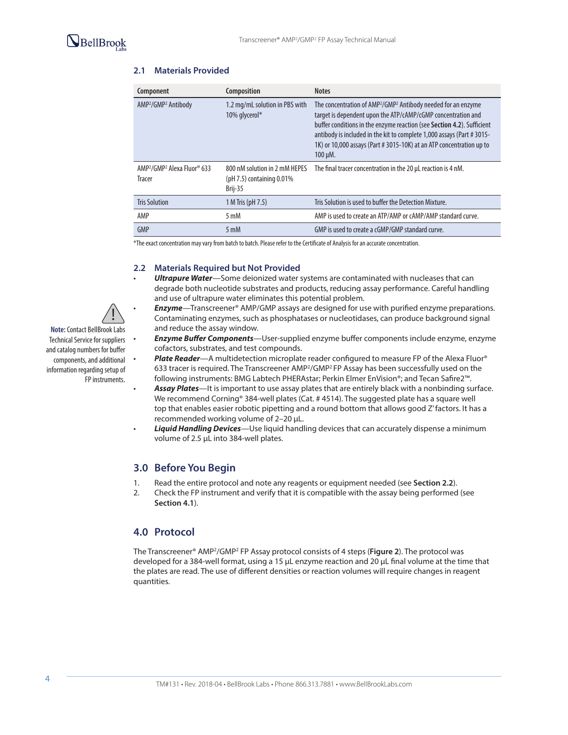### 2.1 Materials Provided

| Component | Composition | Notes |
|---|---|---|
| AMP[2]/GMP[2] Antibody | 1.2 mg/mL solution in PBS with 10% glycerol* | The concentration of AMP[2]/GMP[2] Antibody needed for an enzyme target is dependent upon the ATP/cAMP/cGMP concentration and buffer conditions in the enzyme reaction (see **Section 4.2**). Sufficient antibody is included in the kit to complete 1,000 assays (Part # 3015-1K) or 10,000 assays (Part # 3015-10K) at an ATP concentration up to 100 µM. |
| AMP[2]/GMP[2] Alexa Fluor® 633 Tracer | 800 nM solution in 2 mM HEPES (pH 7.5) containing 0.01% Brij-35 | The final tracer concentration in the 20 µL reaction is 4 nM. |
| Tris Solution | 1 M Tris (pH 7.5) | Tris Solution is used to buffer the Detection Mixture. |
| AMP | 5 mM | AMP is used to create an ATP/AMP or cAMP/AMP standard curve. |
| GMP | 5 mM | GMP is used to create a cGMP/GMP standard curve. |

*The exact concentration may vary from batch to batch. Please refer to the Certificate of Analysis for an accurate concentration.

### 2.2 Materials Required but Not Provided

- ***Ultrapure Water***—Some deionized water systems are contaminated with nucleases that can degrade both nucleotide substrates and products, reducing assay performance. Careful handling and use of ultrapure water eliminates this potential problem.
- ***Enzyme***—Transcreener® AMP/GMP assays are designed for use with purified enzyme preparations. Contaminating enzymes, such as phosphatases or nucleotidases, can produce background signal and reduce the assay window.
- ***Enzyme Buffer Components***—User-supplied enzyme buffer components include enzyme, enzyme cofactors, substrates, and test compounds.
- ***Plate Reader***—A multidetection microplate reader configured to measure FP of the Alexa Fluor® 633 tracer is required. The Transcreener AMP[2]/GMP[2] FP Assay has been successfully used on the following instruments: BMG Labtech PHERAstar; Perkin Elmer EnVision®; and Tecan Safire2™.
- ***Assay Plates***—It is important to use assay plates that are entirely black with a nonbinding surface. We recommend Corning® 384-well plates (Cat. # 4514). The suggested plate has a square well top that enables easier robotic pipetting and a round bottom that allows good Z′ factors. It has a recommended working volume of 2–20 µL.
- ***Liquid Handling Devices***—Use liquid handling devices that can accurately dispense a minimum volume of 2.5 µL into 384-well plates.

**Note:** Contact BellBrook Labs Technical Service for suppliers and catalog numbers for buffer components, and additional information regarding setup of FP instruments.

## 3.0 Before You Begin

1. Read the entire protocol and note any reagents or equipment needed (see **Section 2.2**).
2. Check the FP instrument and verify that it is compatible with the assay being performed (see **Section 4.1**).

## 4.0 Protocol

The Transcreener® AMP[2]/GMP[2] FP Assay protocol consists of 4 steps (**Figure 2**). The protocol was developed for a 384-well format, using a 15 µL enzyme reaction and 20 µL final volume at the time that the plates are read. The use of different densities or reaction volumes will require changes in reagent quantities.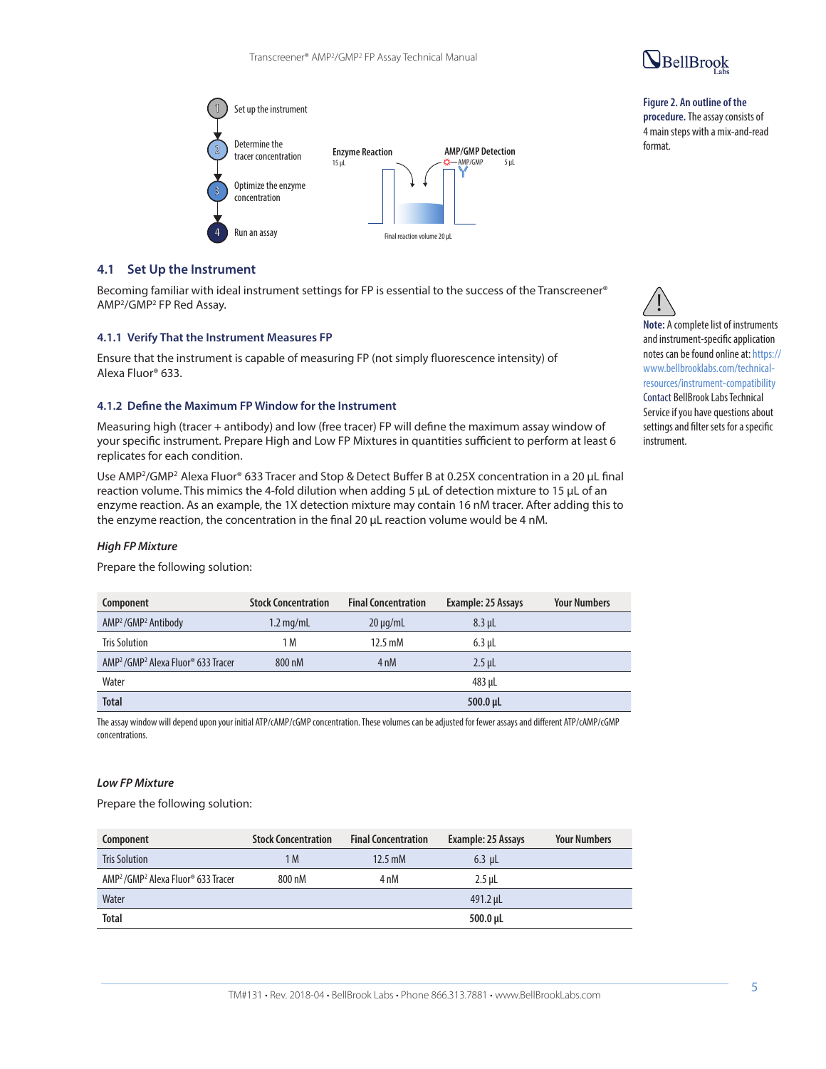Figure 2. An outline of the procedure. The assay consists of 4 main steps with a mix-and-read format.

## 4.1 Set Up the Instrument

Becoming familiar with ideal instrument settings for FP is essential to the success of the Transcreener® AMP²/GMP² FP Red Assay.

> Note: A complete list of instruments and instrument-specific application notes can be found online at: https://www.bellbrooklabs.com/technical-resources/instrument-compatibility Contact BellBrook Labs Technical Service if you have questions about settings and filter sets for a specific instrument.

### 4.1.1 Verify That the Instrument Measures FP

Ensure that the instrument is capable of measuring FP (not simply fluorescence intensity) of Alexa Fluor® 633.

### 4.1.2 Define the Maximum FP Window for the Instrument

Measuring high (tracer + antibody) and low (free tracer) FP will define the maximum assay window of your specific instrument. Prepare High and Low FP Mixtures in quantities sufficient to perform at least 6 replicates for each condition.

Use AMP²/GMP² Alexa Fluor® 633 Tracer and Stop & Detect Buffer B at 0.25X concentration in a 20 µL final reaction volume. This mimics the 4-fold dilution when adding 5 µL of detection mixture to 15 µL of an enzyme reaction. As an example, the 1X detection mixture may contain 16 nM tracer. After adding this to the enzyme reaction, the concentration in the final 20 µL reaction volume would be 4 nM.

*High FP Mixture*

Prepare the following solution:

| Component | Stock Concentration | Final Concentration | Example: 25 Assays | Your Numbers |
|---|---|---|---|---|
| AMP²/GMP² Antibody | 1.2 mg/mL | 20 µg/mL | 8.3 µL | |
| Tris Solution | 1 M | 12.5 mM | 6.3 µL | |
| AMP²/GMP² Alexa Fluor® 633 Tracer | 800 nM | 4 nM | 2.5 µL | |
| Water | | | 483 µL | |
| **Total** | | | **500.0 µL** | |

The assay window will depend upon your initial ATP/cAMP/cGMP concentration. These volumes can be adjusted for fewer assays and different ATP/cAMP/cGMP concentrations.

*Low FP Mixture*

Prepare the following solution:

| Component | Stock Concentration | Final Concentration | Example: 25 Assays | Your Numbers |
|---|---|---|---|---|
| Tris Solution | 1 M | 12.5 mM | 6.3 µL | |
| AMP²/GMP² Alexa Fluor® 633 Tracer | 800 nM | 4 nM | 2.5 µL | |
| Water | | | 491.2 µL | |
| **Total** | | | **500.0 µL** | |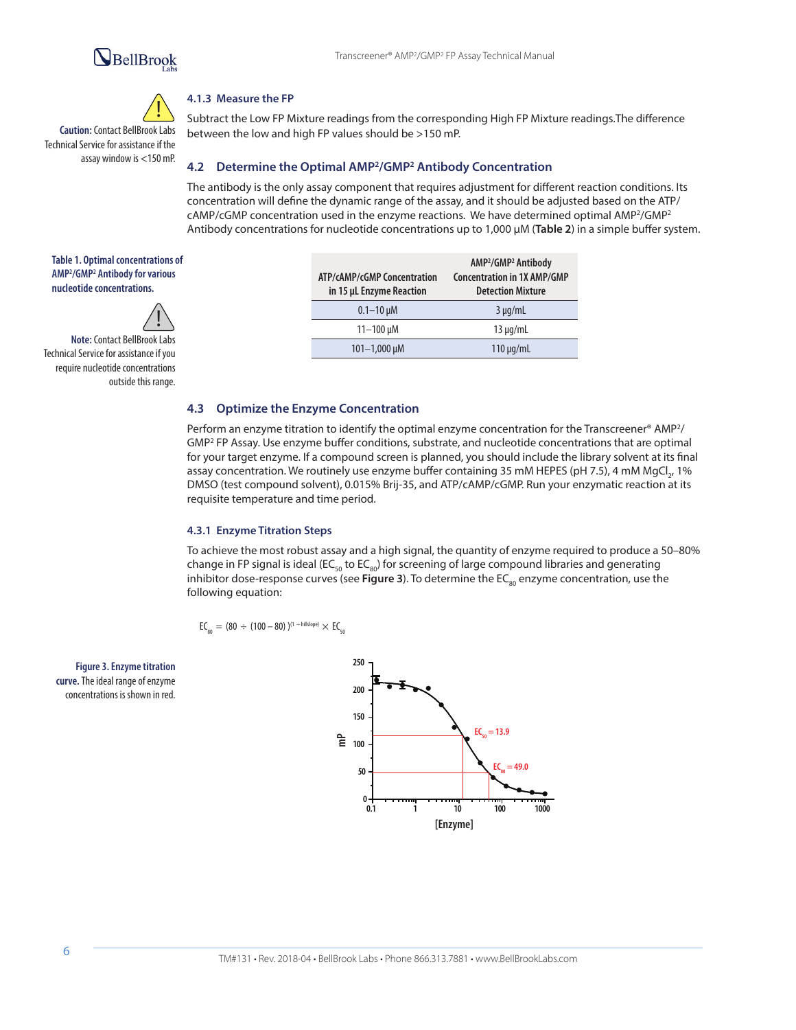#### 4.1.3 Measure the FP

Subtract the Low FP Mixture readings from the corresponding High FP Mixture readings.The difference between the low and high FP values should be >150 mP.

**Caution:** Contact BellBrook Labs Technical Service for assistance if the assay window is <150 mP.

### 4.2 Determine the Optimal $AMP^2/GMP^2$ Antibody Concentration

The antibody is the only assay component that requires adjustment for different reaction conditions. Its concentration will define the dynamic range of the assay, and it should be adjusted based on the ATP/cAMP/cGMP concentration used in the enzyme reactions. We have determined optimal $AMP^2/GMP^2$ Antibody concentrations for nucleotide concentrations up to 1,000 µM (**Table 2**) in a simple buffer system.

**Table 1. Optimal concentrations of $AMP^2/GMP^2$ Antibody for various nucleotide concentrations.**

| ATP/cAMP/cGMP Concentration in 15 µL Enzyme Reaction | $AMP^2/GMP^2$ Antibody Concentration in 1X AMP/GMP Detection Mixture |
|---|---|
| 0.1–10 µM | 3 µg/mL |
| 11–100 µM | 13 µg/mL |
| 101–1,000 µM | 110 µg/mL |

**Note:** Contact BellBrook Labs Technical Service for assistance if you require nucleotide concentrations outside this range.

### 4.3 Optimize the Enzyme Concentration

Perform an enzyme titration to identify the optimal enzyme concentration for the Transcreener® $AMP^2/GMP^2$ FP Assay. Use enzyme buffer conditions, substrate, and nucleotide concentrations that are optimal for your target enzyme. If a compound screen is planned, you should include the library solvent at its final assay concentration. We routinely use enzyme buffer containing 35 mM HEPES (pH 7.5), 4 mM $MgCl_2$, 1% DMSO (test compound solvent), 0.015% Brij-35, and ATP/cAMP/cGMP. Run your enzymatic reaction at its requisite temperature and time period.

#### 4.3.1 Enzyme Titration Steps

To achieve the most robust assay and a high signal, the quantity of enzyme required to produce a 50–80% change in FP signal is ideal ($EC_{50}$ to $EC_{80}$) for screening of large compound libraries and generating inhibitor dose-response curves (see **Figure 3**). To determine the $EC_{80}$ enzyme concentration, use the following equation:

$$EC_{80} = (80 \div (100 - 80))^{(1 \div \text{hillslope})} \times EC_{50}$$

**Figure 3. Enzyme titration curve.** The ideal range of enzyme concentrations is shown in red.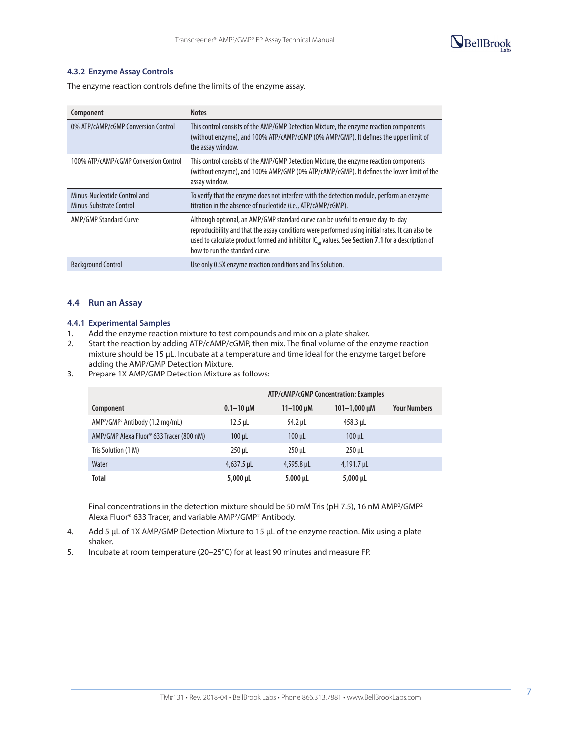#### 4.3.2 Enzyme Assay Controls

The enzyme reaction controls define the limits of the enzyme assay.

| Component | Notes |
|---|---|
| 0% ATP/cAMP/cGMP Conversion Control | This control consists of the AMP/GMP Detection Mixture, the enzyme reaction components (without enzyme), and 100% ATP/cAMP/cGMP (0% AMP/GMP). It defines the upper limit of the assay window. |
| 100% ATP/cAMP/cGMP Conversion Control | This control consists of the AMP/GMP Detection Mixture, the enzyme reaction components (without enzyme), and 100% AMP/GMP (0% ATP/cAMP/cGMP). It defines the lower limit of the assay window. |
| Minus-Nucleotide Control and Minus-Substrate Control | To verify that the enzyme does not interfere with the detection module, perform an enzyme titration in the absence of nucleotide (i.e., ATP/cAMP/cGMP). |
| AMP/GMP Standard Curve | Although optional, an AMP/GMP standard curve can be useful to ensure day-to-day reproducibility and that the assay conditions were performed using initial rates. It can also be used to calculate product formed and inhibitor $IC_{50}$ values. See **Section 7.1** for a description of how to run the standard curve. |
| Background Control | Use only 0.5X enzyme reaction conditions and Tris Solution. |

### 4.4 Run an Assay

#### 4.4.1 Experimental Samples

1. Add the enzyme reaction mixture to test compounds and mix on a plate shaker.
2. Start the reaction by adding ATP/cAMP/cGMP, then mix. The final volume of the enzyme reaction mixture should be 15 µL. Incubate at a temperature and time ideal for the enzyme target before adding the AMP/GMP Detection Mixture.
3. Prepare 1X AMP/GMP Detection Mixture as follows:

| | ATP/cAMP/cGMP Concentration: Examples | | | |
|---|---|---|---|---|
| **Component** | **0.1–10 µM** | **11–100 µM** | **101–1,000 µM** | **Your Numbers** |
| AMP²/GMP² Antibody (1.2 mg/mL) | 12.5 µL | 54.2 µL | 458.3 µL | |
| AMP/GMP Alexa Fluor® 633 Tracer (800 nM) | 100 µL | 100 µL | 100 µL | |
| Tris Solution (1 M) | 250 µL | 250 µL | 250 µL | |
| Water | 4,637.5 µL | 4,595.8 µL | 4,191.7 µL | |
| **Total** | **5,000 µL** | **5,000 µL** | **5,000 µL** | |

   Final concentrations in the detection mixture should be 50 mM Tris (pH 7.5), 16 nM AMP²/GMP² Alexa Fluor® 633 Tracer, and variable AMP²/GMP² Antibody.

4. Add 5 µL of 1X AMP/GMP Detection Mixture to 15 µL of the enzyme reaction. Mix using a plate shaker.
5. Incubate at room temperature (20–25°C) for at least 90 minutes and measure FP.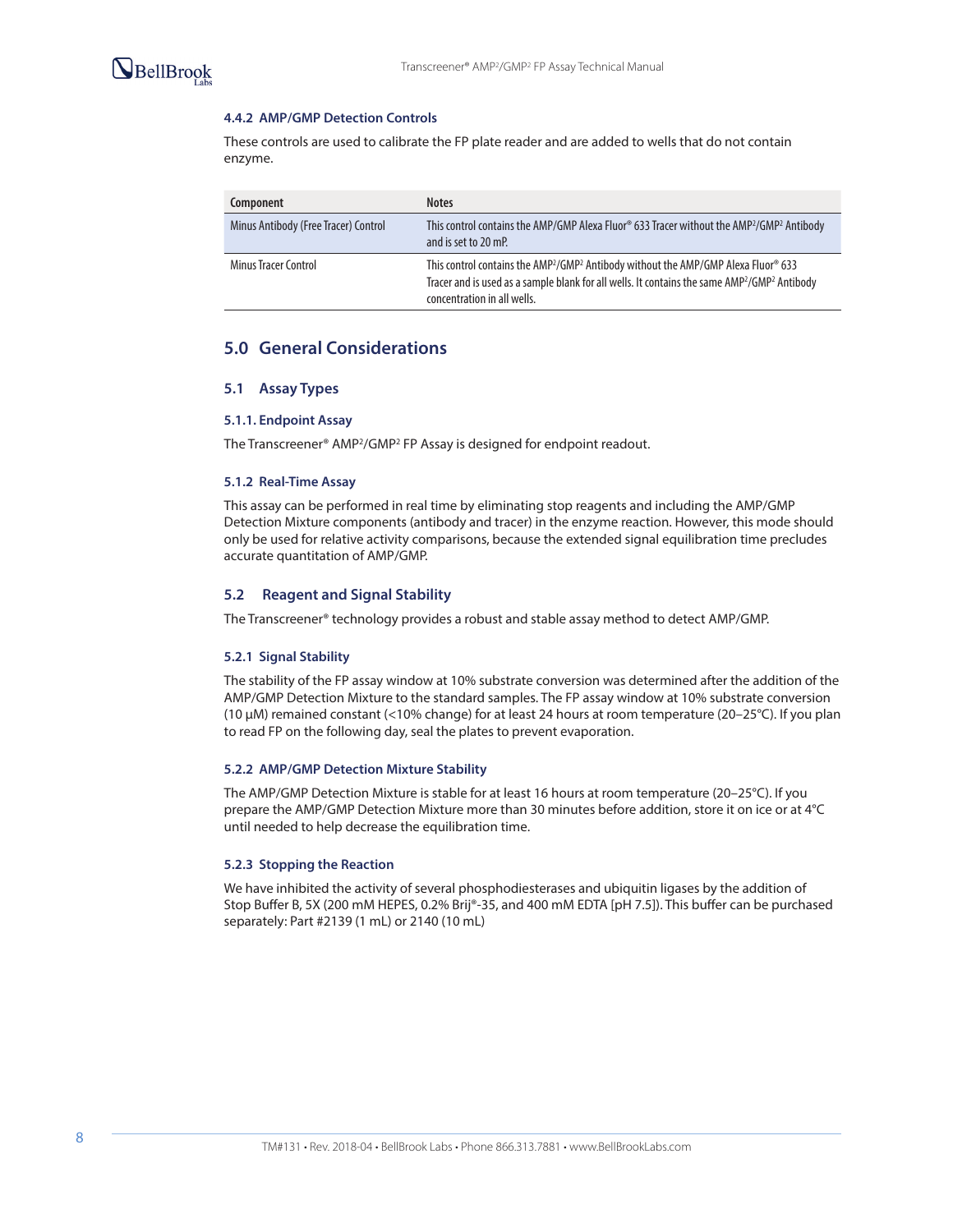#### 4.4.2 AMP/GMP Detection Controls

These controls are used to calibrate the FP plate reader and are added to wells that do not contain enzyme.

| Component | Notes |
| --- | --- |
| Minus Antibody (Free Tracer) Control | This control contains the AMP/GMP Alexa Fluor® 633 Tracer without the AMP²/GMP² Antibody and is set to 20 mP. |
| Minus Tracer Control | This control contains the AMP²/GMP² Antibody without the AMP/GMP Alexa Fluor® 633 Tracer and is used as a sample blank for all wells. It contains the same AMP²/GMP² Antibody concentration in all wells. |

## 5.0 General Considerations

### 5.1 Assay Types

#### 5.1.1. Endpoint Assay

The Transcreener® AMP²/GMP² FP Assay is designed for endpoint readout.

#### 5.1.2 Real-Time Assay

This assay can be performed in real time by eliminating stop reagents and including the AMP/GMP Detection Mixture components (antibody and tracer) in the enzyme reaction. However, this mode should only be used for relative activity comparisons, because the extended signal equilibration time precludes accurate quantitation of AMP/GMP.

### 5.2 Reagent and Signal Stability

The Transcreener® technology provides a robust and stable assay method to detect AMP/GMP.

#### 5.2.1 Signal Stability

The stability of the FP assay window at 10% substrate conversion was determined after the addition of the AMP/GMP Detection Mixture to the standard samples. The FP assay window at 10% substrate conversion (10 µM) remained constant (<10% change) for at least 24 hours at room temperature (20–25°C). If you plan to read FP on the following day, seal the plates to prevent evaporation.

#### 5.2.2 AMP/GMP Detection Mixture Stability

The AMP/GMP Detection Mixture is stable for at least 16 hours at room temperature (20–25°C). If you prepare the AMP/GMP Detection Mixture more than 30 minutes before addition, store it on ice or at 4°C until needed to help decrease the equilibration time.

#### 5.2.3 Stopping the Reaction

We have inhibited the activity of several phosphodiesterases and ubiquitin ligases by the addition of Stop Buffer B, 5X (200 mM HEPES, 0.2% Brij®-35, and 400 mM EDTA [pH 7.5]). This buffer can be purchased separately: Part #2139 (1 mL) or 2140 (10 mL)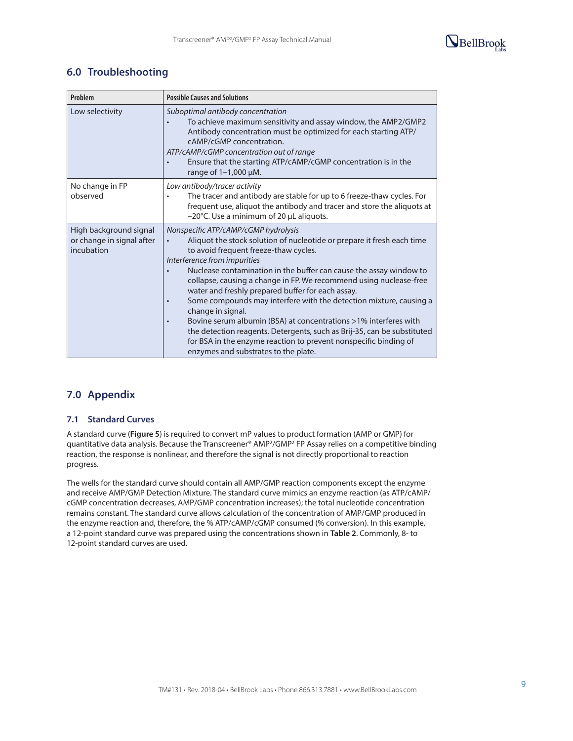## 6.0 Troubleshooting

| Problem | Possible Causes and Solutions |
|---|---|
| Low selectivity | *Suboptimal antibody concentration*<br>• To achieve maximum sensitivity and assay window, the AMP2/GMP2 Antibody concentration must be optimized for each starting ATP/cAMP/cGMP concentration.<br>*ATP/cAMP/cGMP concentration out of range*<br>• Ensure that the starting ATP/cAMP/cGMP concentration is in the range of 1–1,000 µM. |
| No change in FP observed | *Low antibody/tracer activity*<br>• The tracer and antibody are stable for up to 6 freeze-thaw cycles. For frequent use, aliquot the antibody and tracer and store the aliquots at −20°C. Use a minimum of 20 µL aliquots. |
| High background signal or change in signal after incubation | *Nonspecific ATP/cAMP/cGMP hydrolysis*<br>• Aliquot the stock solution of nucleotide or prepare it fresh each time to avoid frequent freeze-thaw cycles.<br>*Interference from impurities*<br>• Nuclease contamination in the buffer can cause the assay window to collapse, causing a change in FP. We recommend using nuclease-free water and freshly prepared buffer for each assay.<br>• Some compounds may interfere with the detection mixture, causing a change in signal.<br>• Bovine serum albumin (BSA) at concentrations >1% interferes with the detection reagents. Detergents, such as Brij-35, can be substituted for BSA in the enzyme reaction to prevent nonspecific binding of enzymes and substrates to the plate. |

## 7.0 Appendix

### 7.1 Standard Curves

A standard curve (**Figure 5**) is required to convert mP values to product formation (AMP or GMP) for quantitative data analysis. Because the Transcreener® AMP²/GMP² FP Assay relies on a competitive binding reaction, the response is nonlinear, and therefore the signal is not directly proportional to reaction progress.

The wells for the standard curve should contain all AMP/GMP reaction components except the enzyme and receive AMP/GMP Detection Mixture. The standard curve mimics an enzyme reaction (as ATP/cAMP/cGMP concentration decreases, AMP/GMP concentration increases); the total nucleotide concentration remains constant. The standard curve allows calculation of the concentration of AMP/GMP produced in the enzyme reaction and, therefore, the % ATP/cAMP/cGMP consumed (% conversion). In this example, a 12-point standard curve was prepared using the concentrations shown in **Table 2**. Commonly, 8- to 12-point standard curves are used.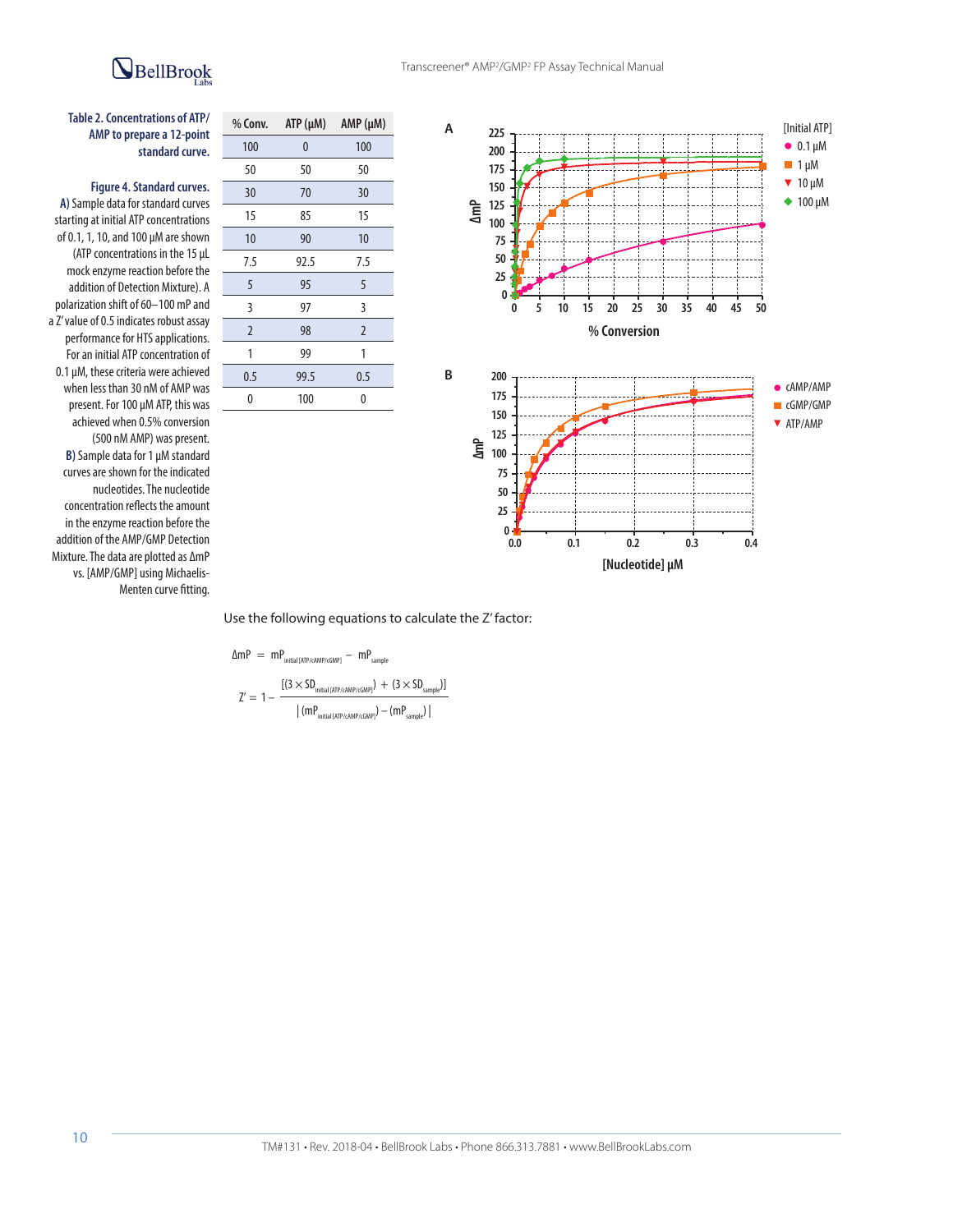**Table 2. Concentrations of ATP/AMP to prepare a 12-point standard curve.**

| % Conv. | ATP (µM) | AMP (µM) |
|---|---|---|
| 100 | 0 | 100 |
| 50 | 50 | 50 |
| 30 | 70 | 30 |
| 15 | 85 | 15 |
| 10 | 90 | 10 |
| 7.5 | 92.5 | 7.5 |
| 5 | 95 | 5 |
| 3 | 97 | 3 |
| 2 | 98 | 2 |
| 1 | 99 | 1 |
| 0.5 | 99.5 | 0.5 |
| 0 | 100 | 0 |

**Figure 4. Standard curves.** **A)** Sample data for standard curves starting at initial ATP concentrations of 0.1, 1, 10, and 100 µM are shown (ATP concentrations in the 15 µL mock enzyme reaction before the addition of Detection Mixture). A polarization shift of 60–100 mP and a Z′ value of 0.5 indicates robust assay performance for HTS applications. For an initial ATP concentration of 0.1 µM, these criteria were achieved when less than 30 nM of AMP was present. For 100 µM ATP, this was achieved when 0.5% conversion (500 nM AMP) was present. **B)** Sample data for 1 µM standard curves are shown for the indicated nucleotides. The nucleotide concentration reflects the amount in the enzyme reaction before the addition of the AMP/GMP Detection Mixture. The data are plotted as ΔmP vs. [AMP/GMP] using Michaelis-Menten curve fitting.

Use the following equations to calculate the Z′ factor:

$$\Delta mP = mP_{\text{initial [ATP/cAMP/cGMP]}} - mP_{\text{sample}}$$

$$Z' = 1 - \frac{[(3 \times SD_{\text{initial [ATP/cAMP/cGMP]}}) + (3 \times SD_{\text{sample}})]}{|(mP_{\text{initial [ATP/cAMP/cGMP]}}) - (mP_{\text{sample}})|}$$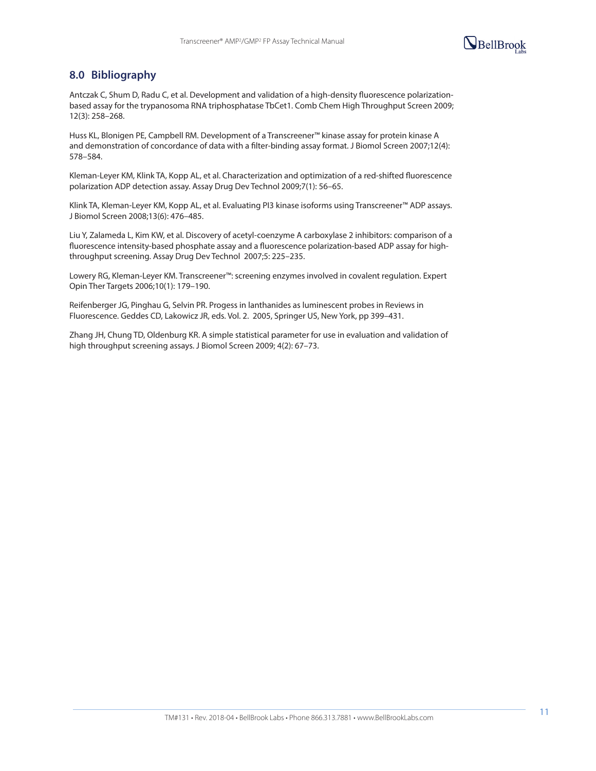## 8.0 Bibliography

Antczak C, Shum D, Radu C, et al. Development and validation of a high-density fluorescence polarization-based assay for the trypanosoma RNA triphosphatase TbCet1. Comb Chem High Throughput Screen 2009; 12(3): 258–268.

Huss KL, Blonigen PE, Campbell RM. Development of a Transcreener™ kinase assay for protein kinase A and demonstration of concordance of data with a filter-binding assay format. J Biomol Screen 2007;12(4): 578–584.

Kleman-Leyer KM, Klink TA, Kopp AL, et al. Characterization and optimization of a red-shifted fluorescence polarization ADP detection assay. Assay Drug Dev Technol 2009;7(1): 56–65.

Klink TA, Kleman-Leyer KM, Kopp AL, et al. Evaluating PI3 kinase isoforms using Transcreener™ ADP assays. J Biomol Screen 2008;13(6): 476–485.

Liu Y, Zalameda L, Kim KW, et al. Discovery of acetyl-coenzyme A carboxylase 2 inhibitors: comparison of a fluorescence intensity-based phosphate assay and a fluorescence polarization-based ADP assay for high-throughput screening. Assay Drug Dev Technol 2007;5: 225–235.

Lowery RG, Kleman-Leyer KM. Transcreener™: screening enzymes involved in covalent regulation. Expert Opin Ther Targets 2006;10(1): 179–190.

Reifenberger JG, Pinghau G, Selvin PR. Progess in lanthanides as luminescent probes in Reviews in Fluorescence. Geddes CD, Lakowicz JR, eds. Vol. 2. 2005, Springer US, New York, pp 399–431.

Zhang JH, Chung TD, Oldenburg KR. A simple statistical parameter for use in evaluation and validation of high throughput screening assays. J Biomol Screen 2009; 4(2): 67–73.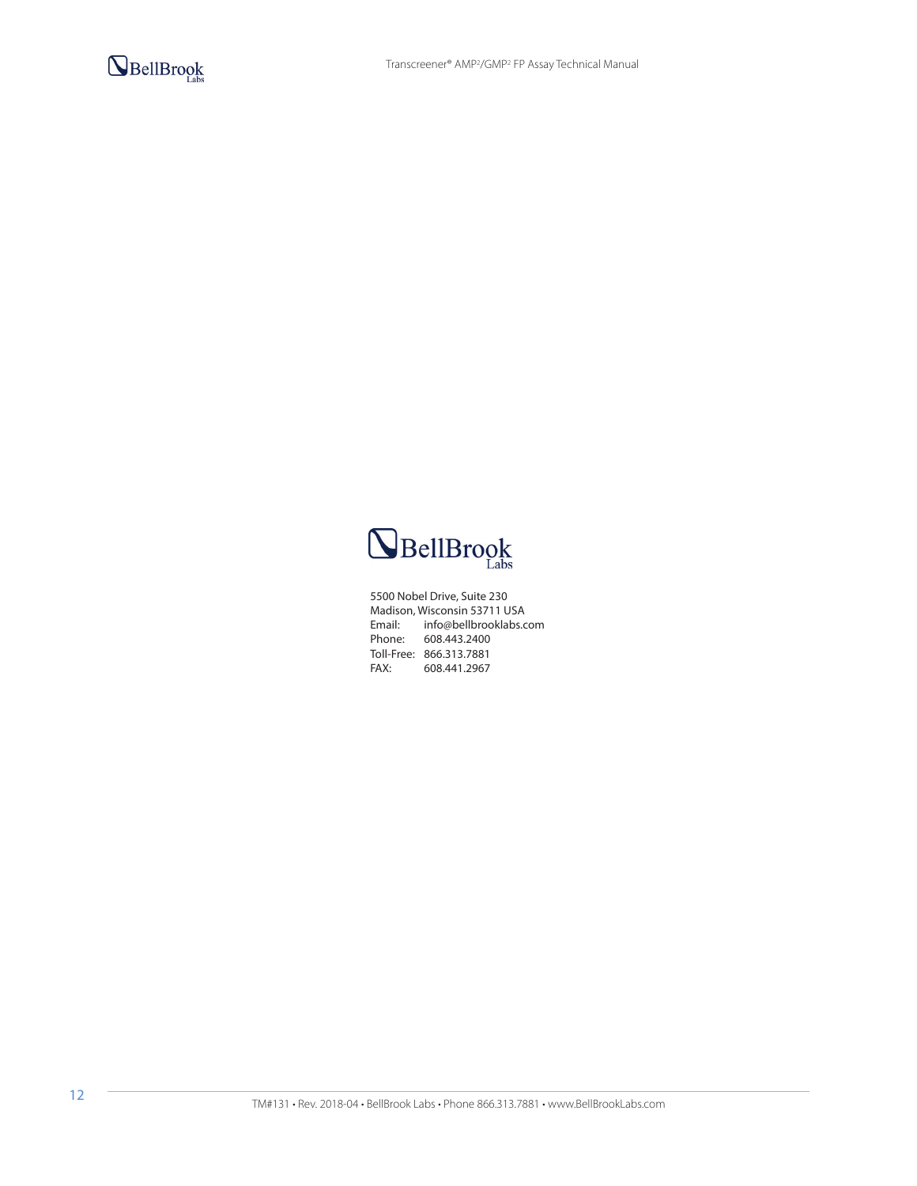BellBrook Labs

5500 Nobel Drive, Suite 230
Madison, Wisconsin 53711 USA

Email: info@bellbrooklabs.com
Phone: 608.443.2400
Toll-Free: 866.313.7881
FAX: 608.441.2967